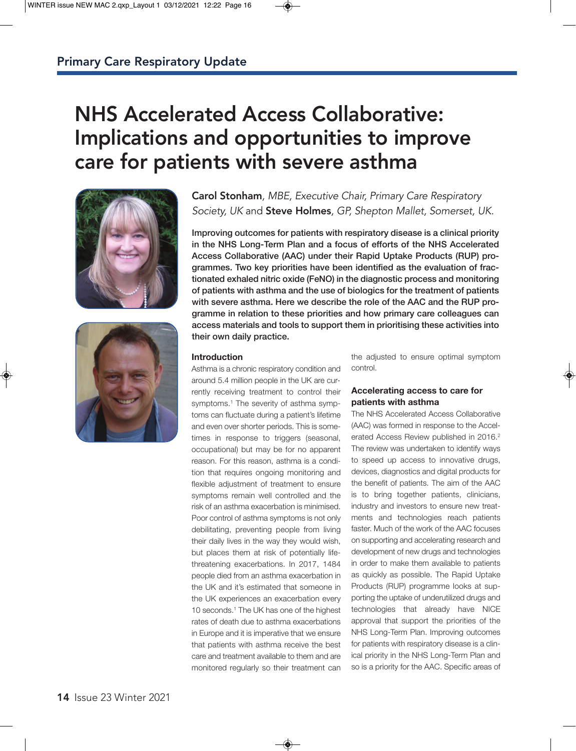# NHS Accelerated Access Collaborative: Implications and opportunities to improve care for patients with severe asthma

**Carol Stonham**, *MBE, Executive Chair, Primary Care Respiratory Society, UK* and **Steve Holmes**, *GP, Shepton Mallet, Somerset, UK.*

**Improving outcomes for patients with respiratory disease is a clinical priority in the NHS Long-Term Plan and a focus of efforts of the NHS Accelerated Access Collaborative (AAC) under their Rapid Uptake Products (RUP) programmes. Two key priorities have been identified as the evaluation of fractionated exhaled nitric oxide (FeNO) in the diagnostic process and monitoring of patients with asthma and the use of biologics for the treatment of patients with severe asthma. Here we describe the role of the AAC and the RUP programme in relation to these priorities and how primary care colleagues can access materials and tools to support them in prioritising these activities into their own daily practice.**

### Introduction

Asthma is a chronic respiratory condition and around 5.4 million people in the UK are currently receiving treatment to control their symptoms.[1] The severity of asthma symptoms can fluctuate during a patient's lifetime and even over shorter periods. This is sometimes in response to triggers (seasonal, occupational) but may be for no apparent reason. For this reason, asthma is a condition that requires ongoing monitoring and flexible adjustment of treatment to ensure symptoms remain well controlled and the risk of an asthma exacerbation is minimised. Poor control of asthma symptoms is not only debilitating, preventing people from living their daily lives in the way they would wish, but places them at risk of potentially life-threatening exacerbations. In 2017, 1484 people died from an asthma exacerbation in the UK and it's estimated that someone in the UK experiences an exacerbation every 10 seconds.[1] The UK has one of the highest rates of death due to asthma exacerbations in Europe and it is imperative that we ensure that patients with asthma receive the best care and treatment available to them and are monitored regularly so their treatment can the adjusted to ensure optimal symptom control.

### Accelerating access to care for patients with asthma

The NHS Accelerated Access Collaborative (AAC) was formed in response to the Accelerated Access Review published in 2016.[2] The review was undertaken to identify ways to speed up access to innovative drugs, devices, diagnostics and digital products for the benefit of patients. The aim of the AAC is to bring together patients, clinicians, industry and investors to ensure new treatments and technologies reach patients faster. Much of the work of the AAC focuses on supporting and accelerating research and development of new drugs and technologies in order to make them available to patients as quickly as possible. The Rapid Uptake Products (RUP) programme looks at supporting the uptake of underutilized drugs and technologies that already have NICE approval that support the priorities of the NHS Long-Term Plan. Improving outcomes for patients with respiratory disease is a clinical priority in the NHS Long-Term Plan and so is a priority for the AAC. Specific areas of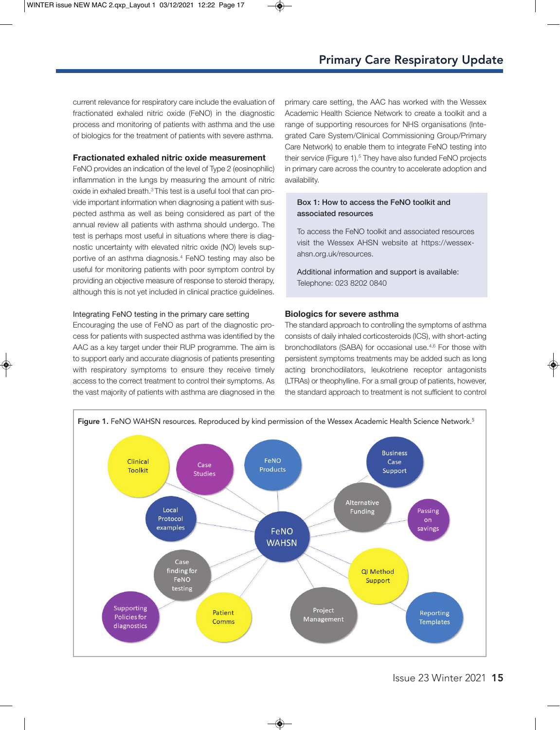current relevance for respiratory care include the evaluation of fractionated exhaled nitric oxide (FeNO) in the diagnostic process and monitoring of patients with asthma and the use of biologics for the treatment of patients with severe asthma.

### Fractionated exhaled nitric oxide measurement

FeNO provides an indication of the level of Type 2 (eosinophilic) inflammation in the lungs by measuring the amount of nitric oxide in exhaled breath.[3] This test is a useful tool that can provide important information when diagnosing a patient with suspected asthma as well as being considered as part of the annual review all patients with asthma should undergo. The test is perhaps most useful in situations where there is diagnostic uncertainty with elevated nitric oxide (NO) levels supportive of an asthma diagnosis.[4] FeNO testing may also be useful for monitoring patients with poor symptom control by providing an objective measure of response to steroid therapy, although this is not yet included in clinical practice guidelines.

#### Integrating FeNO testing in the primary care setting

Encouraging the use of FeNO as part of the diagnostic process for patients with suspected asthma was identified by the AAC as a key target under their RUP programme. The aim is to support early and accurate diagnosis of patients presenting with respiratory symptoms to ensure they receive timely access to the correct treatment to control their symptoms. As the vast majority of patients with asthma are diagnosed in the primary care setting, the AAC has worked with the Wessex Academic Health Science Network to create a toolkit and a range of supporting resources for NHS organisations (Integrated Care System/Clinical Commissioning Group/Primary Care Network) to enable them to integrate FeNO testing into their service (Figure 1).[5] They have also funded FeNO projects in primary care across the country to accelerate adoption and availability.

> **Box 1: How to access the FeNO toolkit and associated resources**
>
> To access the FeNO toolkit and associated resources visit the Wessex AHSN website at https://wessexahsn.org.uk/resources.
>
> Additional information and support is available:
> Telephone: 023 8202 0840

### Biologics for severe asthma

The standard approach to controlling the symptoms of asthma consists of daily inhaled corticosteroids (ICS), with short-acting bronchodilators (SABA) for occasional use.[4,6] For those with persistent symptoms treatments may be added such as long acting bronchodilators, leukotriene receptor antagonists (LTRAs) or theophylline. For a small group of patients, however, the standard approach to treatment is not sufficient to control

Figure 1. FeNO WAHSN resources. Reproduced by kind permission of the Wessex Academic Health Science Network.[5]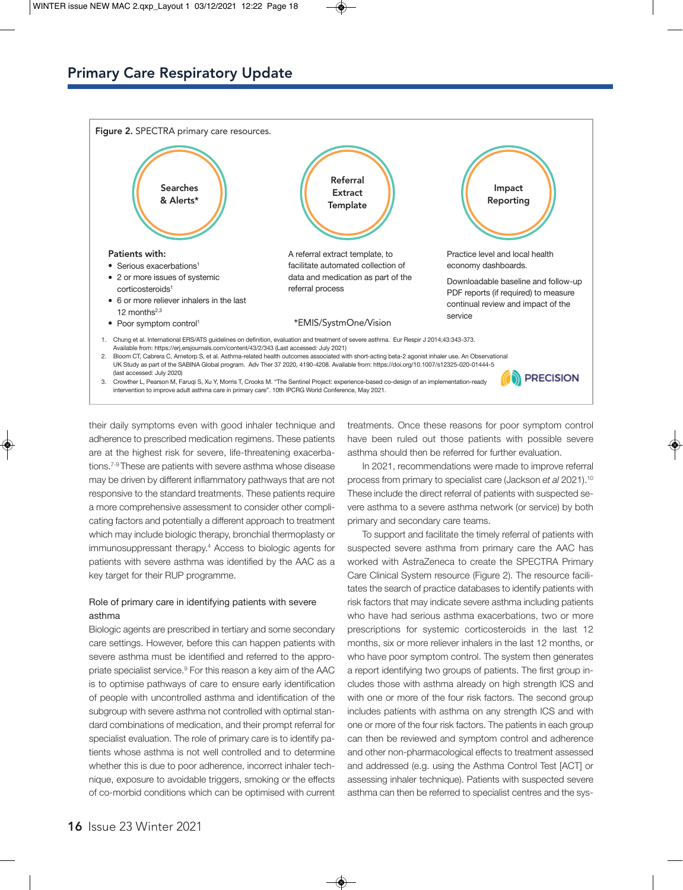**Figure 2.** SPECTRA primary care resources.

**Searches & Alerts***

**Patients with:**

- Serious exacerbations[1]
- 2 or more issues of systemic corticosteroids[1]
- 6 or more reliever inhalers in the last 12 months[2,3]
- Poor symptom control[1]

**Referral Extract Template**

A referral extract template, to facilitate automated collection of data and medication as part of the referral process

*EMIS/SystmOne/Vision

**Impact Reporting**

Practice level and local health economy dashboards.

Downloadable baseline and follow-up PDF reports (if required) to measure continual review and impact of the service

1. Chung et al. International ERS/ATS guidelines on definition, evaluation and treatment of severe asthma. Eur Respir J 2014;43:343-373. Available from: https://erj.ersjournals.com/content/43/2/343 (Last accessed: July 2021)
2. Bloom CT, Cabrera C, Arnetorp S, et al. Asthma-related health outcomes associated with short-acting beta-2 agonist inhaler use. An Observational UK Study as part of the SABINA Global program. Adv Ther 37 2020, 4190-4208. Available from: https://doi.org/10.1007/s12325-020-01444-5 (last accessed: July 2020)
3. Crowther L, Pearson M, Faruqi S, Xu Y, Morris T, Crooks M. "The Sentinel Project: experience-based co-design of an implementation-ready intervention to improve adult asthma care in primary care". 10th IPCRG World Conference, May 2021.

PRECISION

their daily symptoms even with good inhaler technique and adherence to prescribed medication regimens. These patients are at the highest risk for severe, life-threatening exacerbations.[7-9] These are patients with severe asthma whose disease may be driven by different inflammatory pathways that are not responsive to the standard treatments. These patients require a more comprehensive assessment to consider other complicating factors and potentially a different approach to treatment which may include biologic therapy, bronchial thermoplasty or immunosuppressant therapy.[4] Access to biologic agents for patients with severe asthma was identified by the AAC as a key target for their RUP programme.

### Role of primary care in identifying patients with severe asthma

Biologic agents are prescribed in tertiary and some secondary care settings. However, before this can happen patients with severe asthma must be identified and referred to the appropriate specialist service.[9] For this reason a key aim of the AAC is to optimise pathways of care to ensure early identification of people with uncontrolled asthma and identification of the subgroup with severe asthma not controlled with optimal standard combinations of medication, and their prompt referral for specialist evaluation. The role of primary care is to identify patients whose asthma is not well controlled and to determine whether this is due to poor adherence, incorrect inhaler technique, exposure to avoidable triggers, smoking or the effects of co-morbid conditions which can be optimised with current treatments. Once these reasons for poor symptom control have been ruled out those patients with possible severe asthma should then be referred for further evaluation.

In 2021, recommendations were made to improve referral process from primary to specialist care (Jackson *et al* 2021).[10] These include the direct referral of patients with suspected severe asthma to a severe asthma network (or service) by both primary and secondary care teams.

To support and facilitate the timely referral of patients with suspected severe asthma from primary care the AAC has worked with AstraZeneca to create the SPECTRA Primary Care Clinical System resource (Figure 2). The resource facilitates the search of practice databases to identify patients with risk factors that may indicate severe asthma including patients who have had serious asthma exacerbations, two or more prescriptions for systemic corticosteroids in the last 12 months, six or more reliever inhalers in the last 12 months, or who have poor symptom control. The system then generates a report identifying two groups of patients. The first group includes those with asthma already on high strength ICS and with one or more of the four risk factors. The second group includes patients with asthma on any strength ICS and with one or more of the four risk factors. The patients in each group can then be reviewed and symptom control and adherence and other non-pharmacological effects to treatment assessed and addressed (e.g. using the Asthma Control Test [ACT] or assessing inhaler technique). Patients with suspected severe asthma can then be referred to specialist centres and the sys-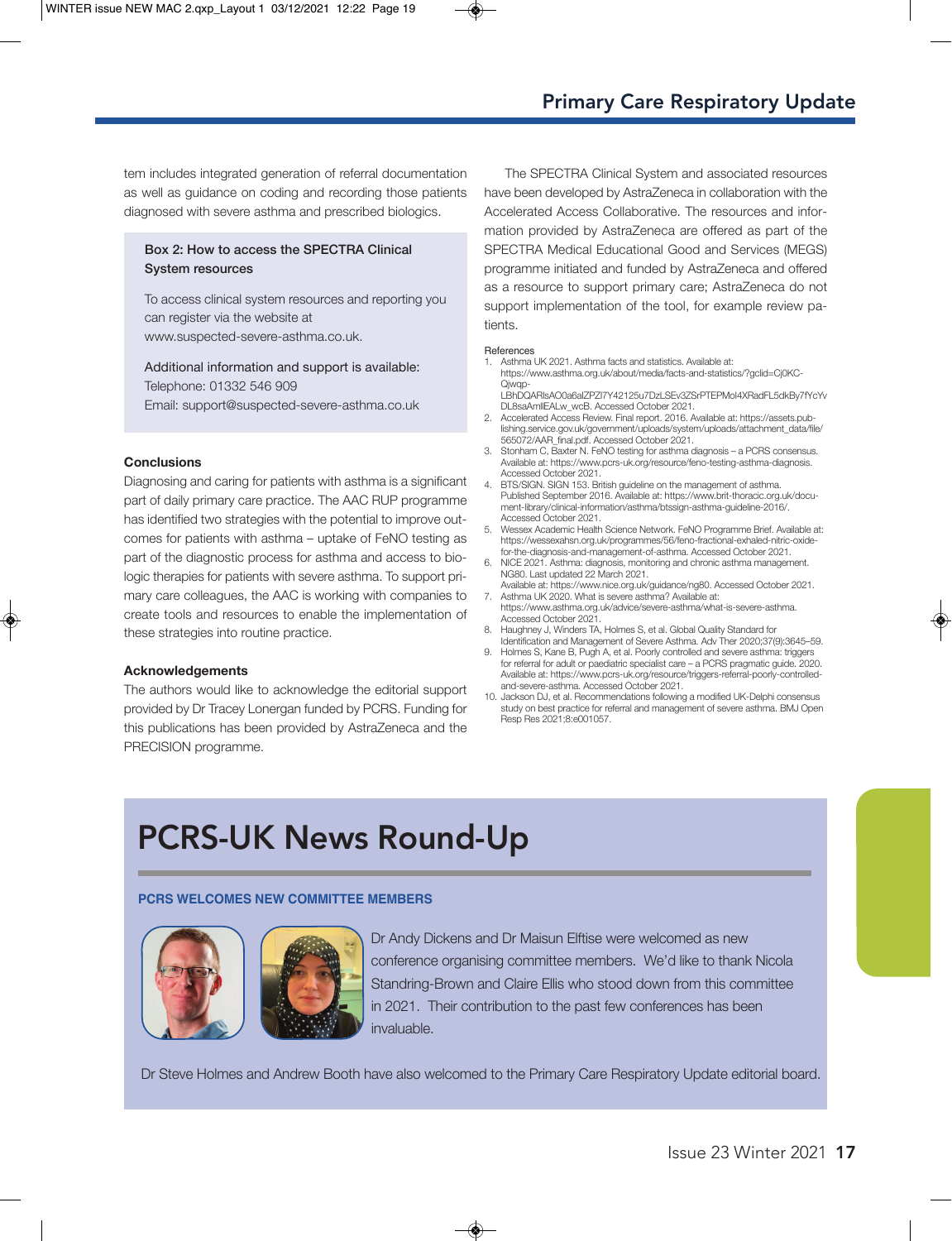tem includes integrated generation of referral documentation as well as guidance on coding and recording those patients diagnosed with severe asthma and prescribed biologics.

**Box 2: How to access the SPECTRA Clinical System resources**

To access clinical system resources and reporting you can register via the website at www.suspected-severe-asthma.co.uk.

Additional information and support is available:
Telephone: 01332 546 909
Email: support@suspected-severe-asthma.co.uk

### Conclusions

Diagnosing and caring for patients with asthma is a significant part of daily primary care practice. The AAC RUP programme has identified two strategies with the potential to improve outcomes for patients with asthma – uptake of FeNO testing as part of the diagnostic process for asthma and access to biologic therapies for patients with severe asthma. To support primary care colleagues, the AAC is working with companies to create tools and resources to enable the implementation of these strategies into routine practice.

### Acknowledgements

The authors would like to acknowledge the editorial support provided by Dr Tracey Lonergan funded by PCRS. Funding for this publications has been provided by AstraZeneca and the PRECISION programme.

The SPECTRA Clinical System and associated resources have been developed by AstraZeneca in collaboration with the Accelerated Access Collaborative. The resources and information provided by AstraZeneca are offered as part of the SPECTRA Medical Educational Good and Services (MEGS) programme initiated and funded by AstraZeneca and offered as a resource to support primary care; AstraZeneca do not support implementation of the tool, for example review patients.

### References

1. Asthma UK 2021. Asthma facts and statistics. Available at: https://www.asthma.org.uk/about/media/facts-and-statistics/?gclid=Cj0KC-Qjwqp-LBhDQARIsAO0a6aIZPZI7Y42125u7DzLSEv3ZSrPTEPMol4XRadFL5dkBy7fYcYvDL8saAmlIEALw_wcB. Accessed October 2021.
2. Accelerated Access Review. Final report. 2016. Available at: https://assets.publishing.service.gov.uk/government/uploads/system/uploads/attachment_data/file/565072/AAR_final.pdf. Accessed October 2021.
3. Stonham C, Baxter N. FeNO testing for asthma diagnosis – a PCRS consensus. Available at: https://www.pcrs-uk.org/resource/feno-testing-asthma-diagnosis. Accessed October 2021.
4. BTS/SIGN. SIGN 153. British guideline on the management of asthma. Published September 2016. Available at: https://www.brit-thoracic.org.uk/document-library/clinical-information/asthma/btssign-asthma-guideline-2016/. Accessed October 2021.
5. Wessex Academic Health Science Network. FeNO Programme Brief. Available at: https://wessexahsn.org.uk/programmes/56/feno-fractional-exhaled-nitric-oxide-for-the-diagnosis-and-management-of-asthma. Accessed October 2021.
6. NICE 2021. Asthma: diagnosis, monitoring and chronic asthma management. NG80. Last updated 22 March 2021. Available at: https://www.nice.org.uk/guidance/ng80. Accessed October 2021.
7. Asthma UK 2020. What is severe asthma? Available at: https://www.asthma.org.uk/advice/severe-asthma/what-is-severe-asthma. Accessed October 2021.
8. Haughney J, Winders TA, Holmes S, et al. Global Quality Standard for Identification and Management of Severe Asthma. Adv Ther 2020;37(9):3645–59.
9. Holmes S, Kane B, Pugh A, et al. Poorly controlled and severe asthma: triggers for referral for adult or paediatric specialist care – a PCRS pragmatic guide. 2020. Available at: https://www.pcrs-uk.org/resource/triggers-referral-poorly-controlled-and-severe-asthma. Accessed October 2021.
10. Jackson DJ, et al. Recommendations following a modified UK-Delphi consensus study on best practice for referral and management of severe asthma. BMJ Open Resp Res 2021;8:e001057.

# PCRS-UK News Round-Up

### PCRS WELCOMES NEW COMMITTEE MEMBERS

Dr Andy Dickens and Dr Maisun Elftise were welcomed as new conference organising committee members. We'd like to thank Nicola Standring-Brown and Claire Ellis who stood down from this committee in 2021. Their contribution to the past few conferences has been invaluable.

Dr Steve Holmes and Andrew Booth have also welcomed to the Primary Care Respiratory Update editorial board.